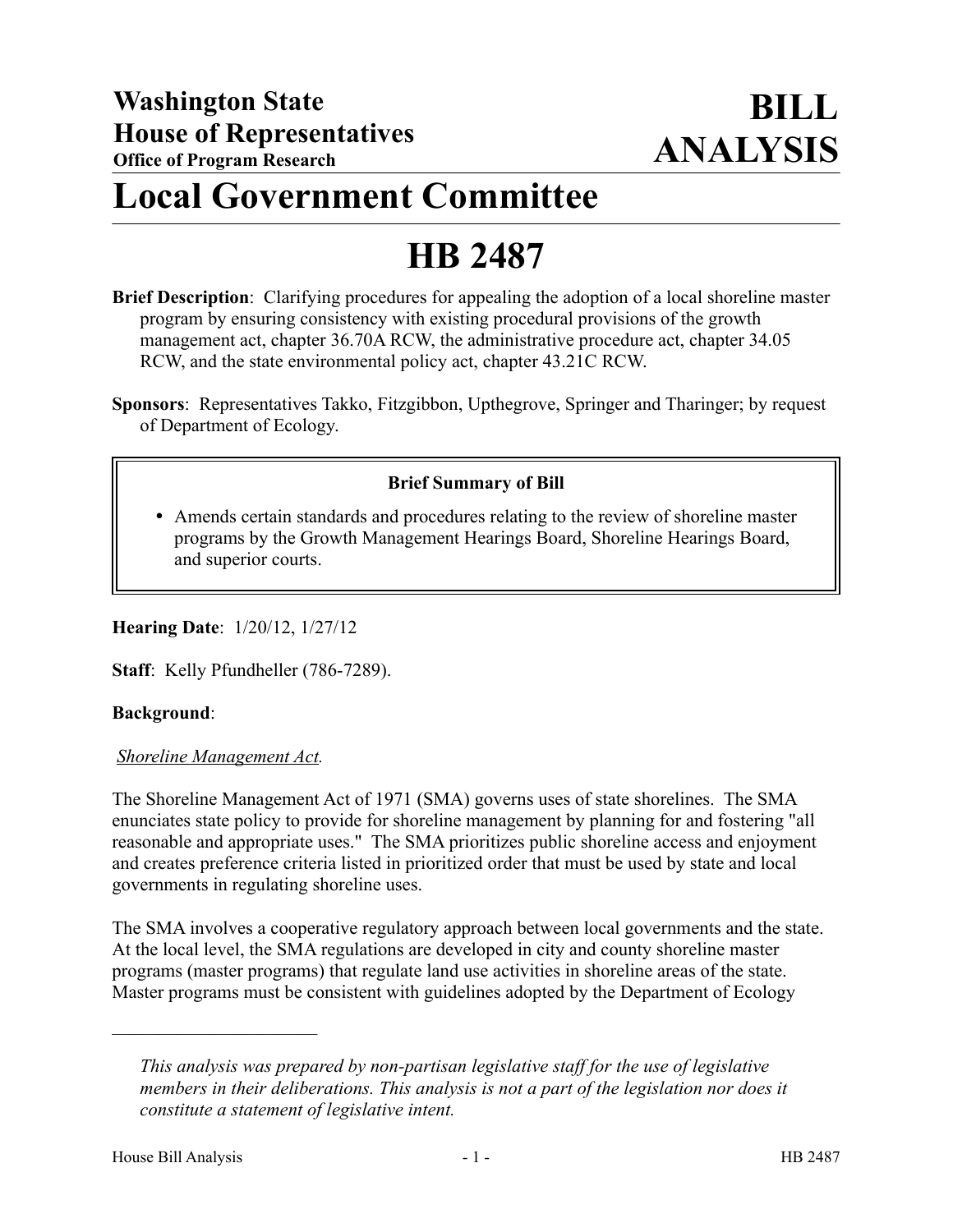**Washington State House of Representatives**
**Office of Program Research**

# BILL ANALYSIS

# Local Government Committee

# HB 2487

**Brief Description**: Clarifying procedures for appealing the adoption of a local shoreline master program by ensuring consistency with existing procedural provisions of the growth management act, chapter 36.70A RCW, the administrative procedure act, chapter 34.05 RCW, and the state environmental policy act, chapter 43.21C RCW.

**Sponsors**: Representatives Takko, Fitzgibbon, Upthegrove, Springer and Tharinger; by request of Department of Ecology.

**Brief Summary of Bill**

- Amends certain standards and procedures relating to the review of shoreline master programs by the Growth Management Hearings Board, Shoreline Hearings Board, and superior courts.

**Hearing Date**: 1/20/12, 1/27/12

**Staff**: Kelly Pfundheller (786-7289).

**Background**:

*Shoreline Management Act.*

The Shoreline Management Act of 1971 (SMA) governs uses of state shorelines. The SMA enunciates state policy to provide for shoreline management by planning for and fostering "all reasonable and appropriate uses." The SMA prioritizes public shoreline access and enjoyment and creates preference criteria listed in prioritized order that must be used by state and local governments in regulating shoreline uses.

The SMA involves a cooperative regulatory approach between local governments and the state. At the local level, the SMA regulations are developed in city and county shoreline master programs (master programs) that regulate land use activities in shoreline areas of the state. Master programs must be consistent with guidelines adopted by the Department of Ecology

---

*This analysis was prepared by non-partisan legislative staff for the use of legislative members in their deliberations. This analysis is not a part of the legislation nor does it constitute a statement of legislative intent.*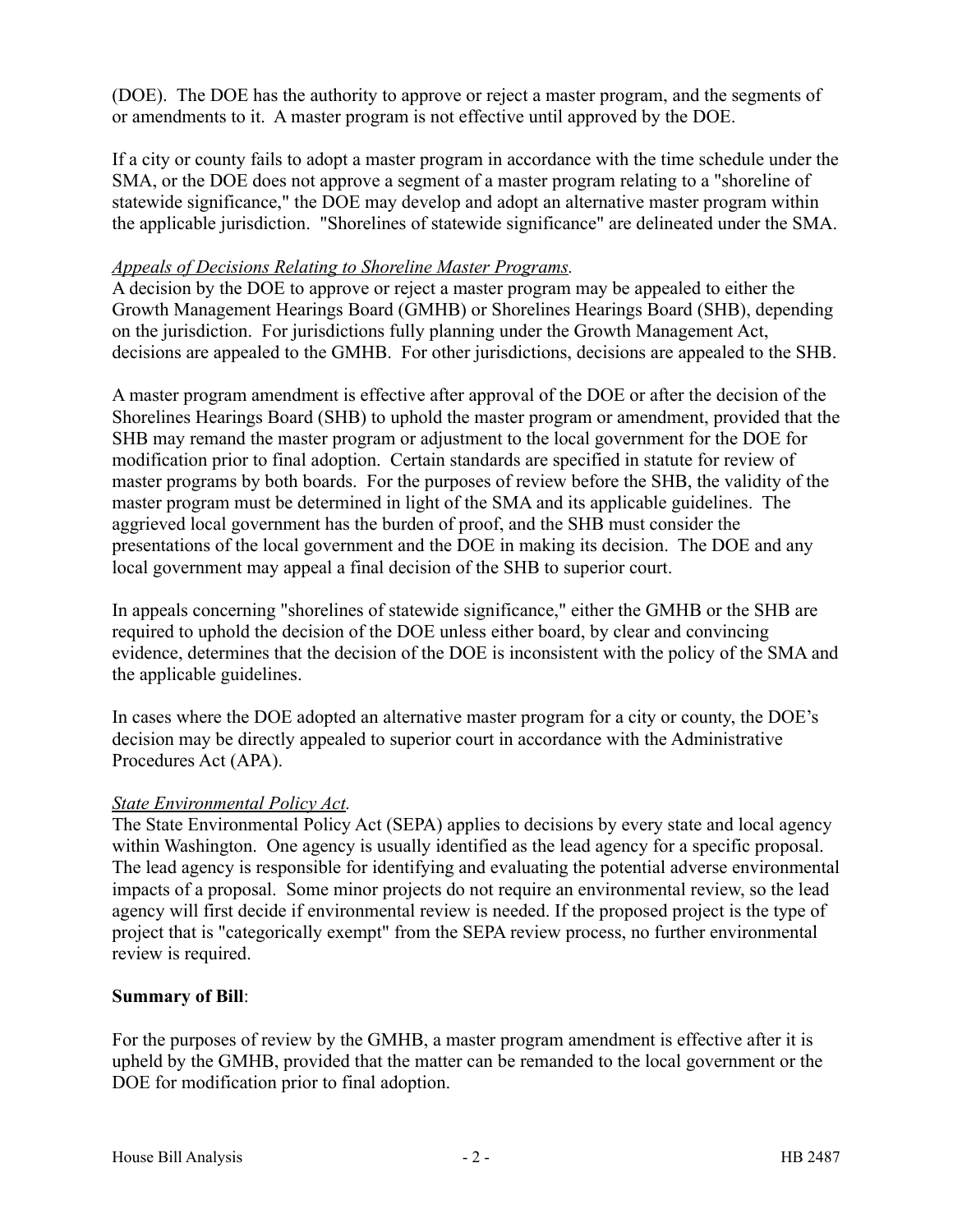(DOE). The DOE has the authority to approve or reject a master program, and the segments of or amendments to it. A master program is not effective until approved by the DOE.

If a city or county fails to adopt a master program in accordance with the time schedule under the SMA, or the DOE does not approve a segment of a master program relating to a "shoreline of statewide significance," the DOE may develop and adopt an alternative master program within the applicable jurisdiction. "Shorelines of statewide significance" are delineated under the SMA.

*Appeals of Decisions Relating to Shoreline Master Programs.*
A decision by the DOE to approve or reject a master program may be appealed to either the Growth Management Hearings Board (GMHB) or Shorelines Hearings Board (SHB), depending on the jurisdiction. For jurisdictions fully planning under the Growth Management Act, decisions are appealed to the GMHB. For other jurisdictions, decisions are appealed to the SHB.

A master program amendment is effective after approval of the DOE or after the decision of the Shorelines Hearings Board (SHB) to uphold the master program or amendment, provided that the SHB may remand the master program or adjustment to the local government for the DOE for modification prior to final adoption. Certain standards are specified in statute for review of master programs by both boards. For the purposes of review before the SHB, the validity of the master program must be determined in light of the SMA and its applicable guidelines. The aggrieved local government has the burden of proof, and the SHB must consider the presentations of the local government and the DOE in making its decision. The DOE and any local government may appeal a final decision of the SHB to superior court.

In appeals concerning "shorelines of statewide significance," either the GMHB or the SHB are required to uphold the decision of the DOE unless either board, by clear and convincing evidence, determines that the decision of the DOE is inconsistent with the policy of the SMA and the applicable guidelines.

In cases where the DOE adopted an alternative master program for a city or county, the DOE's decision may be directly appealed to superior court in accordance with the Administrative Procedures Act (APA).

*State Environmental Policy Act.*
The State Environmental Policy Act (SEPA) applies to decisions by every state and local agency within Washington. One agency is usually identified as the lead agency for a specific proposal. The lead agency is responsible for identifying and evaluating the potential adverse environmental impacts of a proposal. Some minor projects do not require an environmental review, so the lead agency will first decide if environmental review is needed. If the proposed project is the type of project that is "categorically exempt" from the SEPA review process, no further environmental review is required.

**Summary of Bill**:

For the purposes of review by the GMHB, a master program amendment is effective after it is upheld by the GMHB, provided that the matter can be remanded to the local government or the DOE for modification prior to final adoption.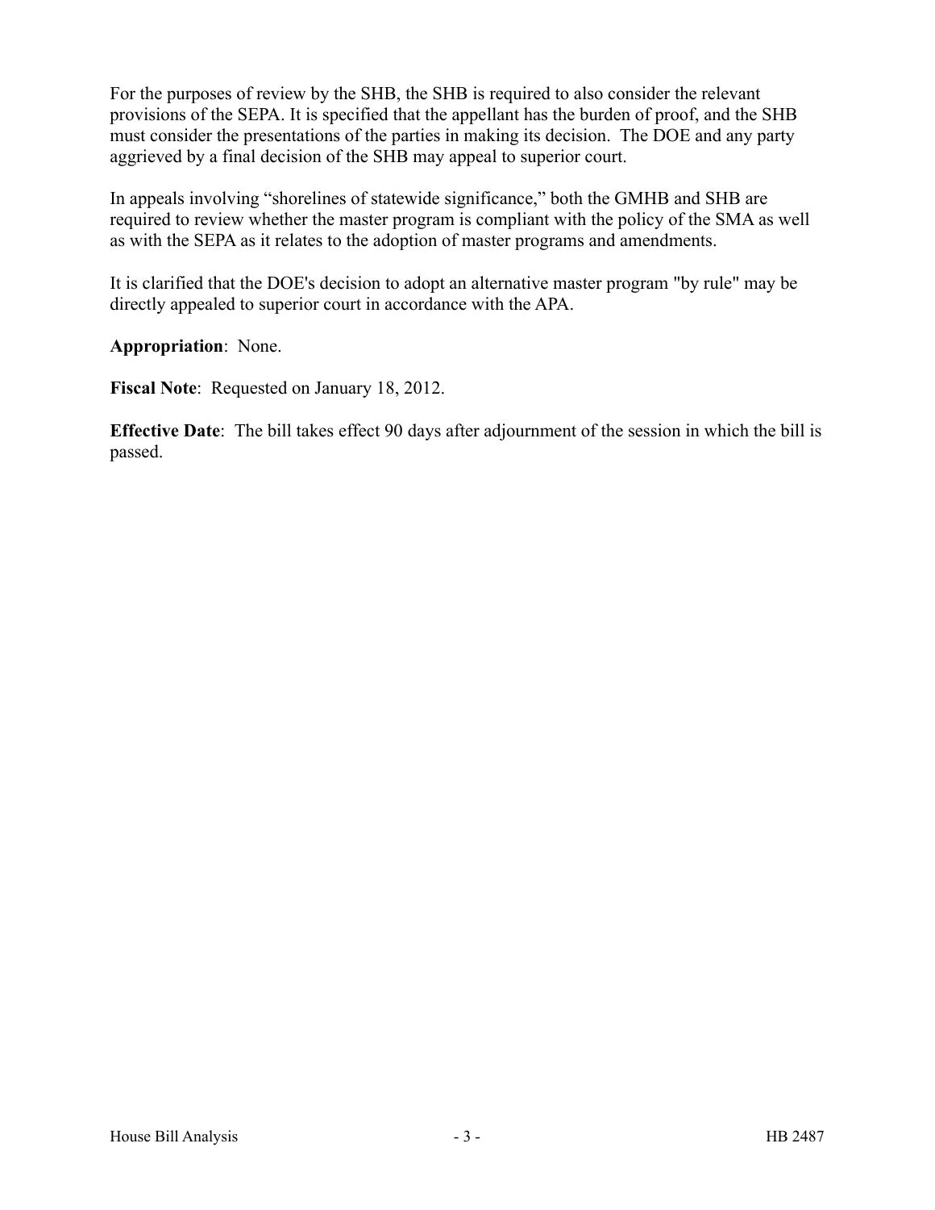For the purposes of review by the SHB, the SHB is required to also consider the relevant provisions of the SEPA. It is specified that the appellant has the burden of proof, and the SHB must consider the presentations of the parties in making its decision. The DOE and any party aggrieved by a final decision of the SHB may appeal to superior court.

In appeals involving “shorelines of statewide significance,” both the GMHB and SHB are required to review whether the master program is compliant with the policy of the SMA as well as with the SEPA as it relates to the adoption of master programs and amendments.

It is clarified that the DOE's decision to adopt an alternative master program "by rule" may be directly appealed to superior court in accordance with the APA.

**Appropriation**: None.

**Fiscal Note**: Requested on January 18, 2012.

**Effective Date**: The bill takes effect 90 days after adjournment of the session in which the bill is passed.